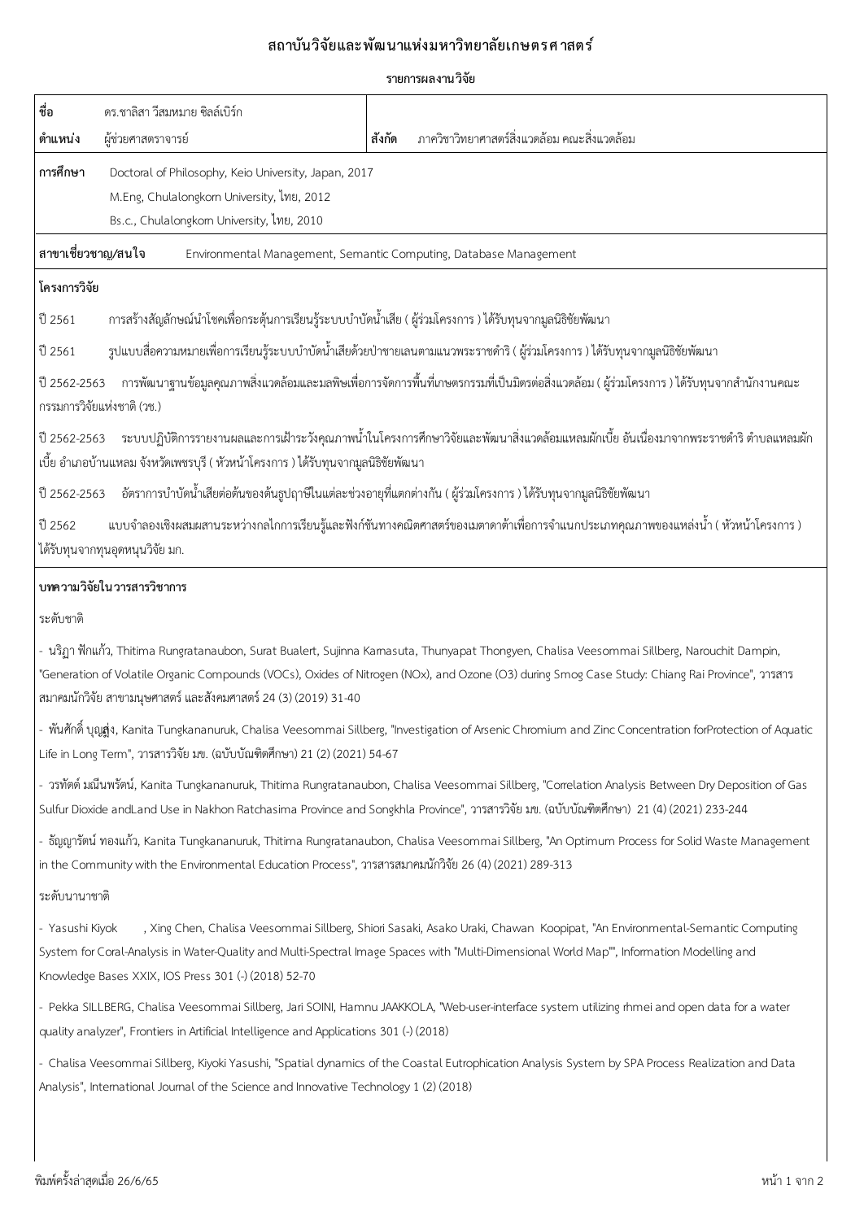# สถาบันวิจัยและพัฒนาแห่งมหาวิทยาลัยเกษตรศาสตร์

## รายการผลงานวิจัย

| | | | |
|---|---|---|---|
| **ชื่อ** | ดร.ชาลิสา วีสมหมาย ซิลล์เบิร์ก | | |
| **ตำแหน่ง** | ผู้ช่วยศาสตราจารย์ | **สังกัด** | ภาควิชาวิทยาศาสตร์สิ่งแวดล้อม คณะสิ่งแวดล้อม |

**การศึกษา**
Doctoral of Philosophy, Keio University, Japan, 2017
M.Eng, Chulalongkorn University, ไทย, 2012
Bs.c., Chulalongkorn University, ไทย, 2010

**สาขาเชี่ยวชาญ/สนใจ** Environmental Management, Semantic Computing, Database Management

### โครงการวิจัย

ปี 2561 การสร้างสัญลักษณ์นำโชคเพื่อกระตุ้นการเรียนรู้ระบบบำบัดน้ำเสีย ( ผู้ร่วมโครงการ ) ได้รับทุนจากมูลนิธิชัยพัฒนา

ปี 2561 รูปแบบสื่อความหมายเพื่อการเรียนรู้ระบบบำบัดน้ำเสียด้วยป่าชายเลนตามแนวพระราชดำริ ( ผู้ร่วมโครงการ ) ได้รับทุนจากมูลนิธิชัยพัฒนา

ปี 2562-2563 การพัฒนาฐานข้อมูลคุณภาพสิ่งแวดล้อมและมลพิษเพื่อการจัดการพื้นที่เกษตรกรรมที่เป็นมิตรต่อสิ่งแวดล้อม ( ผู้ร่วมโครงการ ) ได้รับทุนจากสำนักงานคณะกรรมการวิจัยแห่งชาติ (วช.)

ปี 2562-2563 ระบบปฏิบัติการรายงานผลและการเฝ้าระวังคุณภาพน้ำในโครงการศึกษาวิจัยและพัฒนาสิ่งแวดล้อมแหลมผักเบี้ย อันเนื่องมาจากพระราชดำริ ตำบลแหลมผักเบี้ย อำเภอบ้านแหลม จังหวัดเพชรบุรี ( หัวหน้าโครงการ ) ได้รับทุนจากมูลนิธิชัยพัฒนา

ปี 2562-2563 อัตราการบำบัดน้ำเสียต่อต้นของต้นธูปฤาษีในแต่ละช่วงอายุที่แตกต่างกัน ( ผู้ร่วมโครงการ ) ได้รับทุนจากมูลนิธิชัยพัฒนา

ปี 2562 แบบจำลองเชิงผสมผสานระหว่างกลไกการเรียนรู้และฟังก์ชันทางคณิตศาสตร์ของเมตาดาต้าเพื่อการจำแนกประเภทคุณภาพของแหล่งน้ำ ( หัวหน้าโครงการ ) ได้รับทุนจากทุนอุดหนุนวิจัย มก.

### บทความวิจัยในวารสารวิชาการ

ระดับชาติ

- นริฏา ฟักแก้ว, Thitima Rungratanaubon, Surat Bualert, Sujinna Karnasuta, Thunyapat Thongyen, Chalisa Veesommai Sillberg, Narouchit Dampin, "Generation of Volatile Organic Compounds (VOCs), Oxides of Nitrogen (NOx), and Ozone (O3) during Smog Case Study: Chiang Rai Province", วารสารสมาคมนักวิจัย สาขามนุษศาสตร์ และสังคมศาสตร์ 24 (3) (2019) 31-40
- พันศักดิ์ บุญสูง, Kanita Tungkananuruk, Chalisa Veesommai Sillberg, "Investigation of Arsenic Chromium and Zinc Concentration forProtection of Aquatic Life in Long Term", วารสารวิจัย มข. (ฉบับบัณฑิตศึกษา) 21 (2) (2021) 54-67
- วรทัตต์ มณีนพรัตน์, Kanita Tungkananuruk, Thitima Rungratanaubon, Chalisa Veesommai Sillberg, "Correlation Analysis Between Dry Deposition of Gas Sulfur Dioxide andLand Use in Nakhon Ratchasima Province and Songkhla Province", วารสารวิจัย มข. (ฉบับบัณฑิตศึกษา) 21 (4) (2021) 233-244
- ธัญญารัตน์ ทองแก้ว, Kanita Tungkananuruk, Thitima Rungratanaubon, Chalisa Veesommai Sillberg, "An Optimum Process for Solid Waste Management in the Community with the Environmental Education Process", วารสารสมาคมนักวิจัย 26 (4) (2021) 289-313

ระดับนานาชาติ

- Yasushi Kiyok , Xing Chen, Chalisa Veesommai Sillberg, Shiori Sasaki, Asako Uraki, Chawan Koopipat, "An Environmental-Semantic Computing System for Coral-Analysis in Water-Quality and Multi-Spectral Image Spaces with "Multi-Dimensional World Map"", Information Modelling and Knowledge Bases XXIX, IOS Press 301 (-) (2018) 52-70
- Pekka SILLBERG, Chalisa Veesommai Sillberg, Jari SOINI, Hamnu JAAKKOLA, "Web-user-interface system utilizing rhmei and open data for a water quality analyzer", Frontiers in Artificial Intelligence and Applications 301 (-) (2018)
- Chalisa Veesommai Sillberg, Kiyoki Yasushi, "Spatial dynamics of the Coastal Eutrophication Analysis System by SPA Process Realization and Data Analysis", International Journal of the Science and Innovative Technology 1 (2) (2018)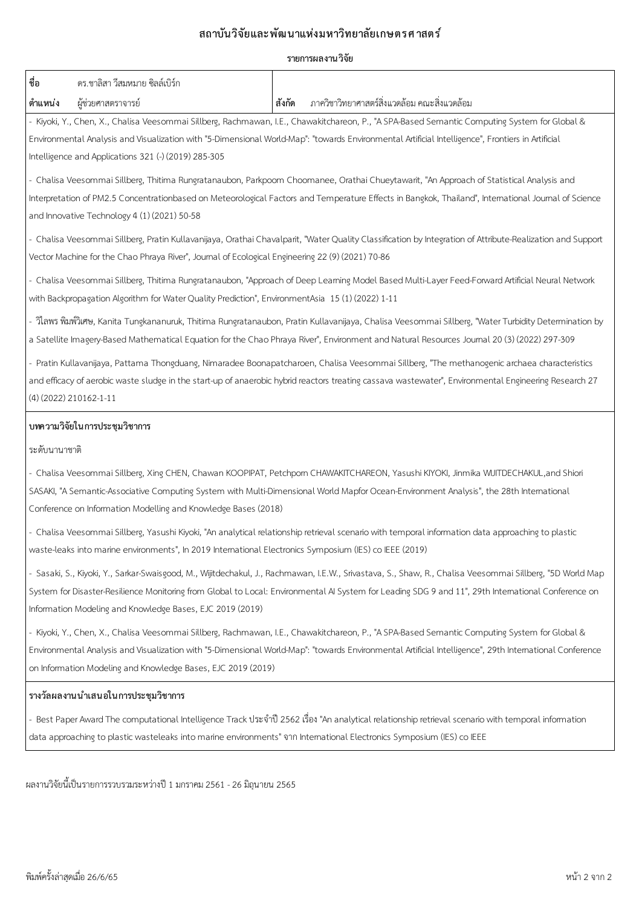# สถาบันวิจัยและพัฒนาแห่งมหาวิทยาลัยเกษตรศาสตร์

## รายการผลงานวิจัย

| | |
|---|---|
| **ชื่อ** ดร.ชาลิสา วีสมหมาย ซิลล์เบิร์ก | |
| **ตำแหน่ง** ผู้ช่วยศาสตราจารย์ | **สังกัด** ภาควิชาวิทยาศาสตร์สิ่งแวดล้อม คณะสิ่งแวดล้อม |

- Kiyoki, Y., Chen, X., Chalisa Veesommai Sillberg, Rachmawan, I.E., Chawakitchareon, P., "A SPA-Based Semantic Computing System for Global & Environmental Analysis and Visualization with "5-Dimensional World-Map": "towards Environmental Artificial Intelligence", Frontiers in Artificial Intelligence and Applications 321 (-) (2019) 285-305

- Chalisa Veesommai Sillberg, Thitima Rungratanaubon, Parkpoom Choomanee, Orathai Chueytawarit, "An Approach of Statistical Analysis and Interpretation of PM2.5 Concentrationbased on Meteorological Factors and Temperature Effects in Bangkok, Thailand", International Journal of Science and Innovative Technology 4 (1) (2021) 50-58

- Chalisa Veesommai Sillberg, Pratin Kullavanijaya, Orathai Chavalparit, "Water Quality Classification by Integration of Attribute-Realization and Support Vector Machine for the Chao Phraya River", Journal of Ecological Engineering 22 (9) (2021) 70-86

- Chalisa Veesommai Sillberg, Thitima Rungratanaubon, "Approach of Deep Learning Model Based Multi-Layer Feed-Forward Artificial Neural Network with Backpropagation Algorithm for Water Quality Prediction", EnvironmentAsia 15 (1) (2022) 1-11

- วีไลพร พิมพ์วิเศษ, Kanita Tungkananuruk, Thitima Rungratanaubon, Pratin Kullavanijaya, Chalisa Veesommai Sillberg, "Water Turbidity Determination by a Satellite Imagery-Based Mathematical Equation for the Chao Phraya River", Environment and Natural Resources Journal 20 (3) (2022) 297-309

- Pratin Kullavanijaya, Pattama Thongduang, Nimaradee Boonapatcharoen, Chalisa Veesommai Sillberg, "The methanogenic archaea characteristics and efficacy of aerobic waste sludge in the start-up of anaerobic hybrid reactors treating cassava wastewater", Environmental Engineering Research 27 (4) (2022) 210162-1-11

### บทความวิจัยในการประชุมวิชาการ

ระดับนานาชาติ

- Chalisa Veesommai Sillberg, Xing CHEN, Chawan KOOPIPAT, Petchporn CHAWAKITCHAREON, Yasushi KIYOKI, Jinmika WIJITDECHAKUL,and Shiori SASAKI, "A Semantic-Associative Computing System with Multi-Dimensional World Mapfor Ocean-Environment Analysis", the 28th International Conference on Information Modelling and Knowledge Bases (2018)

- Chalisa Veesommai Sillberg, Yasushi Kiyoki, "An analytical relationship retrieval scenario with temporal information data approaching to plastic waste-leaks into marine environments", In 2019 International Electronics Symposium (IES) co IEEE (2019)

- Sasaki, S., Kiyoki, Y., Sarkar-Swaisgood, M., Wijitdechakul, J., Rachmawan, I.E.W., Srivastava, S., Shaw, R., Chalisa Veesommai Sillberg, "5D World Map System for Disaster-Resilience Monitoring from Global to Local: Environmental AI System for Leading SDG 9 and 11", 29th International Conference on Information Modeling and Knowledge Bases, EJC 2019 (2019)

- Kiyoki, Y., Chen, X., Chalisa Veesommai Sillberg, Rachmawan, I.E., Chawakitchareon, P., "A SPA-Based Semantic Computing System for Global & Environmental Analysis and Visualization with "5-Dimensional World-Map": "towards Environmental Artificial Intelligence", 29th International Conference on Information Modeling and Knowledge Bases, EJC 2019 (2019)

### รางวัลผลงานนำเสนอในการประชุมวิชาการ

- Best Paper Award The computational Intelligence Track ประจำปี 2562 เรื่อง "An analytical relationship retrieval scenario with temporal information data approaching to plastic wasteleaks into marine environments" จาก International Electronics Symposium (IES) co IEEE

ผลงานวิจัยนี้เป็นรายการรวบรวมระหว่างปี 1 มกราคม 2561 - 26 มิถุนายน 2565

พิมพ์ครั้งล่าสุดเมื่อ 26/6/65